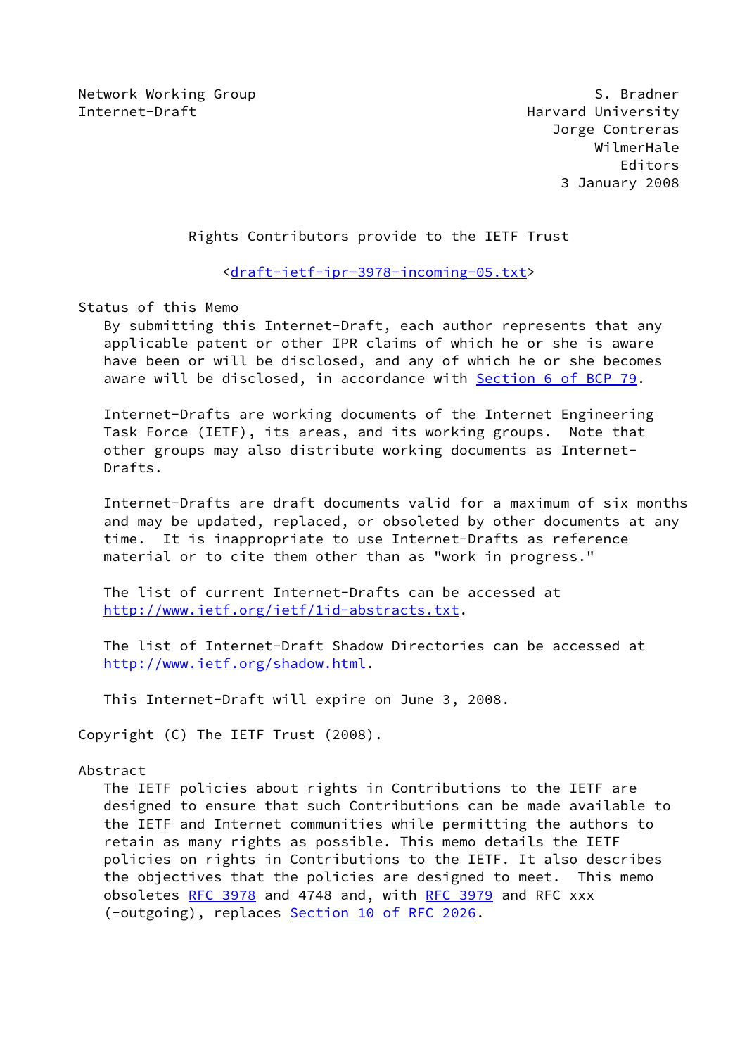Network Working Group S. Bradner
Internet-Draft Harvard University
Jorge Contreras
WilmerHale
Editors
3 January 2008

# Rights Contributors provide to the IETF Trust

<draft-ietf-ipr-3978-incoming-05.txt>

## Status of this Memo

By submitting this Internet-Draft, each author represents that any applicable patent or other IPR claims of which he or she is aware have been or will be disclosed, and any of which he or she becomes aware will be disclosed, in accordance with Section 6 of BCP 79.

Internet-Drafts are working documents of the Internet Engineering Task Force (IETF), its areas, and its working groups. Note that other groups may also distribute working documents as Internet-Drafts.

Internet-Drafts are draft documents valid for a maximum of six months and may be updated, replaced, or obsoleted by other documents at any time. It is inappropriate to use Internet-Drafts as reference material or to cite them other than as "work in progress."

The list of current Internet-Drafts can be accessed at http://www.ietf.org/ietf/1id-abstracts.txt.

The list of Internet-Draft Shadow Directories can be accessed at http://www.ietf.org/shadow.html.

This Internet-Draft will expire on June 3, 2008.

Copyright (C) The IETF Trust (2008).

## Abstract

The IETF policies about rights in Contributions to the IETF are designed to ensure that such Contributions can be made available to the IETF and Internet communities while permitting the authors to retain as many rights as possible. This memo details the IETF policies on rights in Contributions to the IETF. It also describes the objectives that the policies are designed to meet. This memo obsoletes RFC 3978 and 4748 and, with RFC 3979 and RFC xxx (-outgoing), replaces Section 10 of RFC 2026.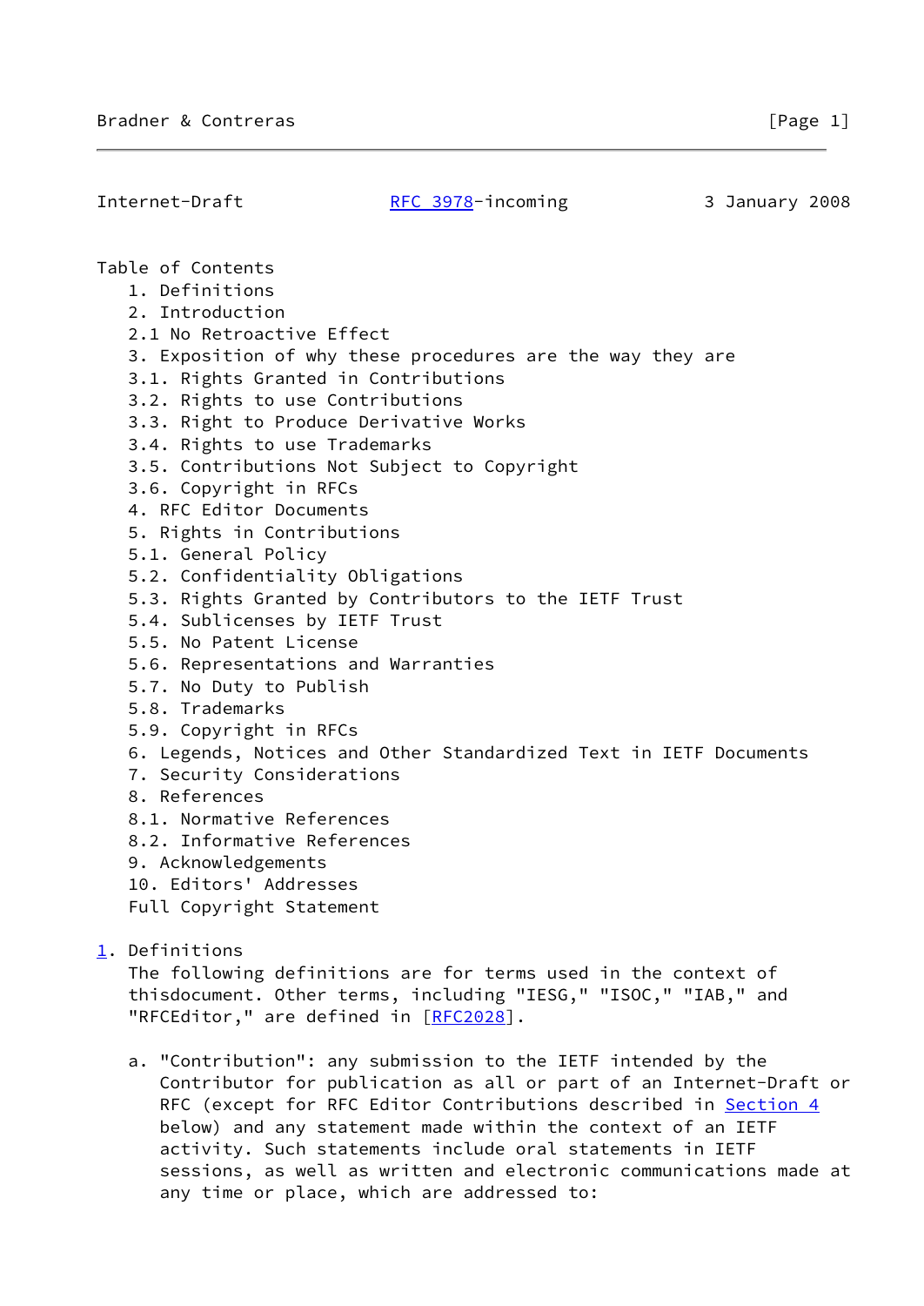Table of Contents

1. Definitions
2. Introduction
2.1 No Retroactive Effect
3. Exposition of why these procedures are the way they are
3.1. Rights Granted in Contributions
3.2. Rights to use Contributions
3.3. Right to Produce Derivative Works
3.4. Rights to use Trademarks
3.5. Contributions Not Subject to Copyright
3.6. Copyright in RFCs
4. RFC Editor Documents
5. Rights in Contributions
5.1. General Policy
5.2. Confidentiality Obligations
5.3. Rights Granted by Contributors to the IETF Trust
5.4. Sublicenses by IETF Trust
5.5. No Patent License
5.6. Representations and Warranties
5.7. No Duty to Publish
5.8. Trademarks
5.9. Copyright in RFCs
6. Legends, Notices and Other Standardized Text in IETF Documents
7. Security Considerations
8. References
8.1. Normative References
8.2. Informative References
9. Acknowledgements
10. Editors' Addresses
Full Copyright Statement

## 1. Definitions

The following definitions are for terms used in the context of thisdocument. Other terms, including "IESG," "ISOC," "IAB," and "RFCEditor," are defined in [RFC2028].

a. "Contribution": any submission to the IETF intended by the Contributor for publication as all or part of an Internet-Draft or RFC (except for RFC Editor Contributions described in Section 4 below) and any statement made within the context of an IETF activity. Such statements include oral statements in IETF sessions, as well as written and electronic communications made at any time or place, which are addressed to: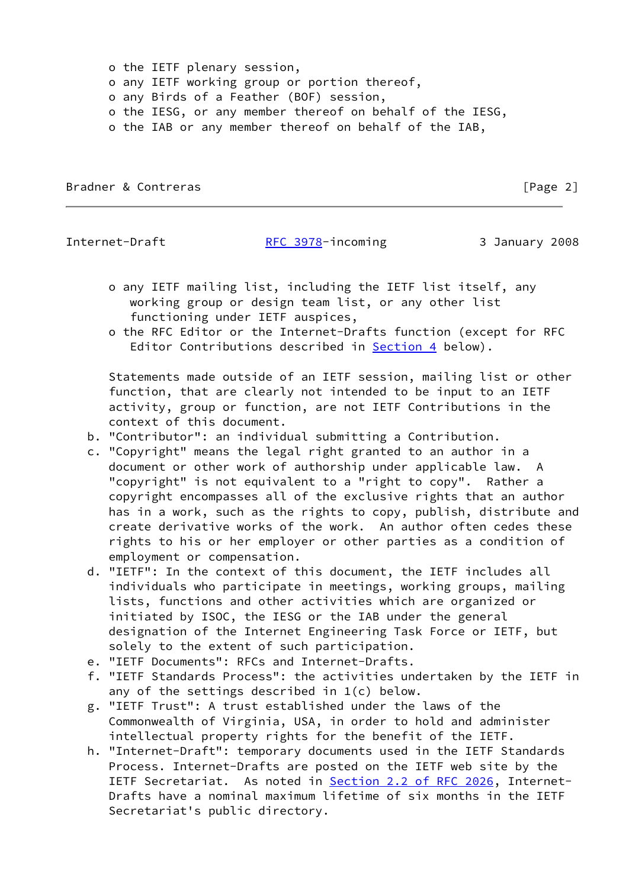- the IETF plenary session,
- any IETF working group or portion thereof,
- any Birds of a Feather (BOF) session,
- the IESG, or any member thereof on behalf of the IESG,
- the IAB or any member thereof on behalf of the IAB,
- any IETF mailing list, including the IETF list itself, any working group or design team list, or any other list functioning under IETF auspices,
- the RFC Editor or the Internet-Drafts function (except for RFC Editor Contributions described in Section 4 below).

Statements made outside of an IETF session, mailing list or other function, that are clearly not intended to be input to an IETF activity, group or function, are not IETF Contributions in the context of this document.

b. "Contributor": an individual submitting a Contribution.

c. "Copyright" means the legal right granted to an author in a document or other work of authorship under applicable law. A "copyright" is not equivalent to a "right to copy". Rather a copyright encompasses all of the exclusive rights that an author has in a work, such as the rights to copy, publish, distribute and create derivative works of the work. An author often cedes these rights to his or her employer or other parties as a condition of employment or compensation.

d. "IETF": In the context of this document, the IETF includes all individuals who participate in meetings, working groups, mailing lists, functions and other activities which are organized or initiated by ISOC, the IESG or the IAB under the general designation of the Internet Engineering Task Force or IETF, but solely to the extent of such participation.

e. "IETF Documents": RFCs and Internet-Drafts.

f. "IETF Standards Process": the activities undertaken by the IETF in any of the settings described in 1(c) below.

g. "IETF Trust": A trust established under the laws of the Commonwealth of Virginia, USA, in order to hold and administer intellectual property rights for the benefit of the IETF.

h. "Internet-Draft": temporary documents used in the IETF Standards Process. Internet-Drafts are posted on the IETF web site by the IETF Secretariat. As noted in Section 2.2 of RFC 2026, Internet-Drafts have a nominal maximum lifetime of six months in the IETF Secretariat's public directory.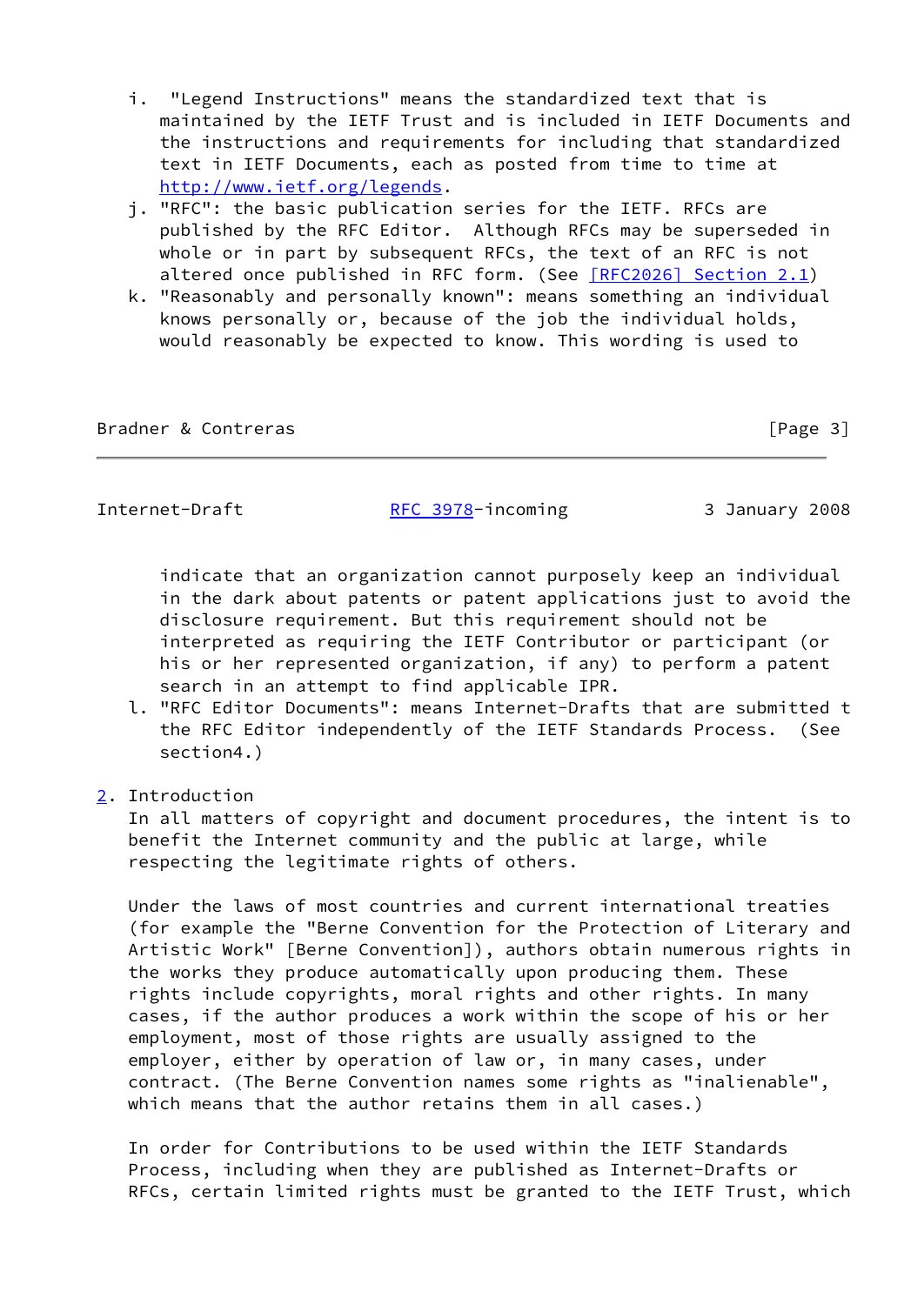i. "Legend Instructions" means the standardized text that is maintained by the IETF Trust and is included in IETF Documents and the instructions and requirements for including that standardized text in IETF Documents, each as posted from time to time at http://www.ietf.org/legends.

j. "RFC": the basic publication series for the IETF. RFCs are published by the RFC Editor. Although RFCs may be superseded in whole or in part by subsequent RFCs, the text of an RFC is not altered once published in RFC form. (See [RFC2026] Section 2.1)

k. "Reasonably and personally known": means something an individual knows personally or, because of the job the individual holds, would reasonably be expected to know. This wording is used to indicate that an organization cannot purposely keep an individual in the dark about patents or patent applications just to avoid the disclosure requirement. But this requirement should not be interpreted as requiring the IETF Contributor or participant (or his or her represented organization, if any) to perform a patent search in an attempt to find applicable IPR.

l. "RFC Editor Documents": means Internet-Drafts that are submitted t the RFC Editor independently of the IETF Standards Process. (See section4.)

## 2. Introduction

In all matters of copyright and document procedures, the intent is to benefit the Internet community and the public at large, while respecting the legitimate rights of others.

Under the laws of most countries and current international treaties (for example the "Berne Convention for the Protection of Literary and Artistic Work" [Berne Convention]), authors obtain numerous rights in the works they produce automatically upon producing them. These rights include copyrights, moral rights and other rights. In many cases, if the author produces a work within the scope of his or her employment, most of those rights are usually assigned to the employer, either by operation of law or, in many cases, under contract. (The Berne Convention names some rights as "inalienable", which means that the author retains them in all cases.)

In order for Contributions to be used within the IETF Standards Process, including when they are published as Internet-Drafts or RFCs, certain limited rights must be granted to the IETF Trust, which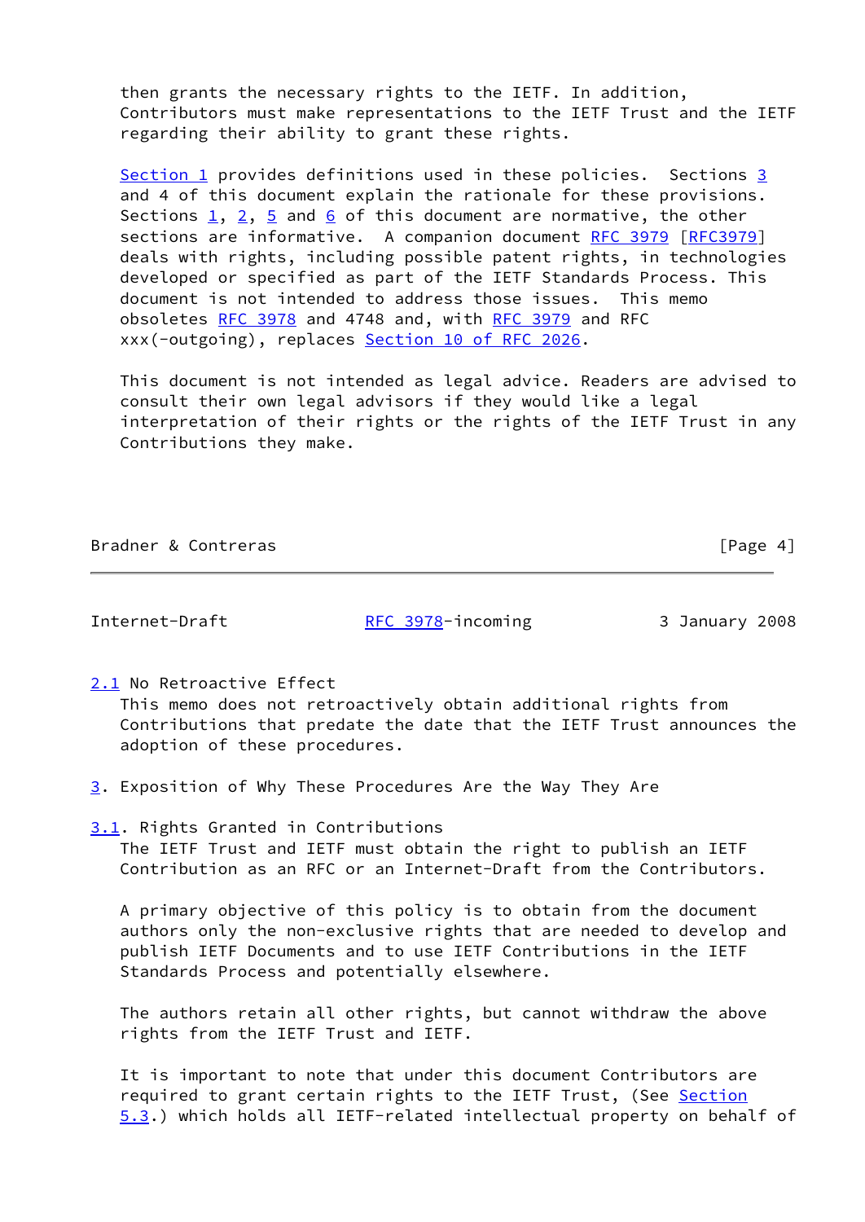then grants the necessary rights to the IETF. In addition, Contributors must make representations to the IETF Trust and the IETF regarding their ability to grant these rights.

Section 1 provides definitions used in these policies. Sections 3 and 4 of this document explain the rationale for these provisions. Sections 1, 2, 5 and 6 of this document are normative, the other sections are informative. A companion document RFC 3979 [RFC3979] deals with rights, including possible patent rights, in technologies developed or specified as part of the IETF Standards Process. This document is not intended to address those issues. This memo obsoletes RFC 3978 and 4748 and, with RFC 3979 and RFC xxx(-outgoing), replaces Section 10 of RFC 2026.

This document is not intended as legal advice. Readers are advised to consult their own legal advisors if they would like a legal interpretation of their rights or the rights of the IETF Trust in any Contributions they make.

### 2.1 No Retroactive Effect

This memo does not retroactively obtain additional rights from Contributions that predate the date that the IETF Trust announces the adoption of these procedures.

## 3. Exposition of Why These Procedures Are the Way They Are

### 3.1. Rights Granted in Contributions

The IETF Trust and IETF must obtain the right to publish an IETF Contribution as an RFC or an Internet-Draft from the Contributors.

A primary objective of this policy is to obtain from the document authors only the non-exclusive rights that are needed to develop and publish IETF Documents and to use IETF Contributions in the IETF Standards Process and potentially elsewhere.

The authors retain all other rights, but cannot withdraw the above rights from the IETF Trust and IETF.

It is important to note that under this document Contributors are required to grant certain rights to the IETF Trust, (See Section 5.3.) which holds all IETF-related intellectual property on behalf of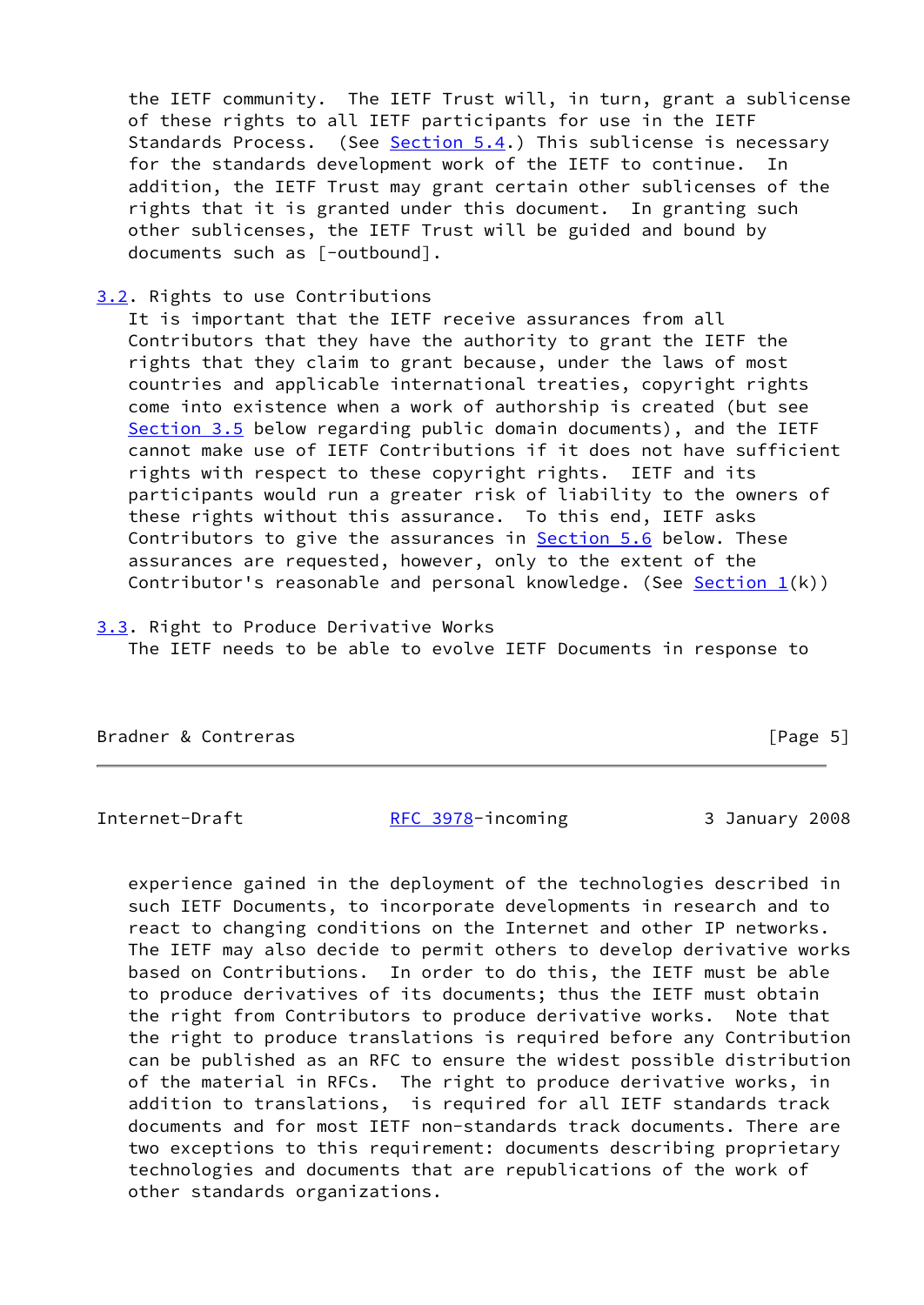the IETF community. The IETF Trust will, in turn, grant a sublicense of these rights to all IETF participants for use in the IETF Standards Process. (See Section 5.4.) This sublicense is necessary for the standards development work of the IETF to continue. In addition, the IETF Trust may grant certain other sublicenses of the rights that it is granted under this document. In granting such other sublicenses, the IETF Trust will be guided and bound by documents such as [-outbound].

### 3.2. Rights to use Contributions

It is important that the IETF receive assurances from all Contributors that they have the authority to grant the IETF the rights that they claim to grant because, under the laws of most countries and applicable international treaties, copyright rights come into existence when a work of authorship is created (but see Section 3.5 below regarding public domain documents), and the IETF cannot make use of IETF Contributions if it does not have sufficient rights with respect to these copyright rights. IETF and its participants would run a greater risk of liability to the owners of these rights without this assurance. To this end, IETF asks Contributors to give the assurances in Section 5.6 below. These assurances are requested, however, only to the extent of the Contributor's reasonable and personal knowledge. (See Section 1(k))

### 3.3. Right to Produce Derivative Works

The IETF needs to be able to evolve IETF Documents in response to experience gained in the deployment of the technologies described in such IETF Documents, to incorporate developments in research and to react to changing conditions on the Internet and other IP networks. The IETF may also decide to permit others to develop derivative works based on Contributions. In order to do this, the IETF must be able to produce derivatives of its documents; thus the IETF must obtain the right from Contributors to produce derivative works. Note that the right to produce translations is required before any Contribution can be published as an RFC to ensure the widest possible distribution of the material in RFCs. The right to produce derivative works, in addition to translations, is required for all IETF standards track documents and for most IETF non-standards track documents. There are two exceptions to this requirement: documents describing proprietary technologies and documents that are republications of the work of other standards organizations.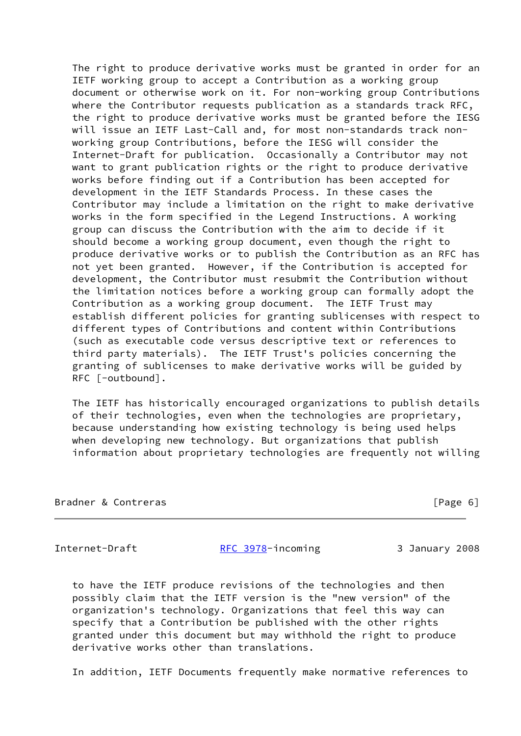The right to produce derivative works must be granted in order for an IETF working group to accept a Contribution as a working group document or otherwise work on it. For non-working group Contributions where the Contributor requests publication as a standards track RFC, the right to produce derivative works must be granted before the IESG will issue an IETF Last-Call and, for most non-standards track non-working group Contributions, before the IESG will consider the Internet-Draft for publication. Occasionally a Contributor may not want to grant publication rights or the right to produce derivative works before finding out if a Contribution has been accepted for development in the IETF Standards Process. In these cases the Contributor may include a limitation on the right to make derivative works in the form specified in the Legend Instructions. A working group can discuss the Contribution with the aim to decide if it should become a working group document, even though the right to produce derivative works or to publish the Contribution as an RFC has not yet been granted. However, if the Contribution is accepted for development, the Contributor must resubmit the Contribution without the limitation notices before a working group can formally adopt the Contribution as a working group document. The IETF Trust may establish different policies for granting sublicenses with respect to different types of Contributions and content within Contributions (such as executable code versus descriptive text or references to third party materials). The IETF Trust's policies concerning the granting of sublicenses to make derivative works will be guided by RFC [-outbound].

The IETF has historically encouraged organizations to publish details of their technologies, even when the technologies are proprietary, because understanding how existing technology is being used helps when developing new technology. But organizations that publish information about proprietary technologies are frequently not willing to have the IETF produce revisions of the technologies and then possibly claim that the IETF version is the "new version" of the organization's technology. Organizations that feel this way can specify that a Contribution be published with the other rights granted under this document but may withhold the right to produce derivative works other than translations.

In addition, IETF Documents frequently make normative references to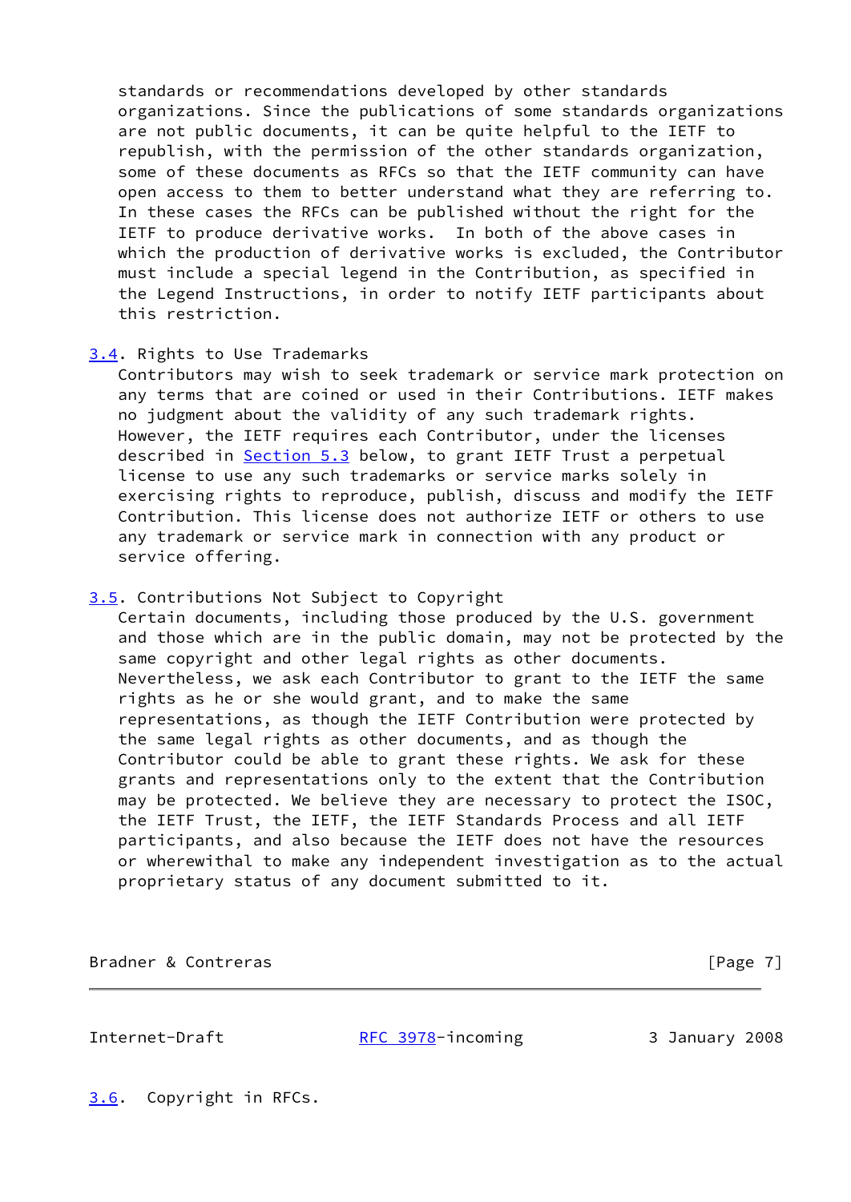standards or recommendations developed by other standards organizations. Since the publications of some standards organizations are not public documents, it can be quite helpful to the IETF to republish, with the permission of the other standards organization, some of these documents as RFCs so that the IETF community can have open access to them to better understand what they are referring to. In these cases the RFCs can be published without the right for the IETF to produce derivative works.  In both of the above cases in which the production of derivative works is excluded, the Contributor must include a special legend in the Contribution, as specified in the Legend Instructions, in order to notify IETF participants about this restriction.

### 3.4. Rights to Use Trademarks

Contributors may wish to seek trademark or service mark protection on any terms that are coined or used in their Contributions. IETF makes no judgment about the validity of any such trademark rights. However, the IETF requires each Contributor, under the licenses described in Section 5.3 below, to grant IETF Trust a perpetual license to use any such trademarks or service marks solely in exercising rights to reproduce, publish, discuss and modify the IETF Contribution. This license does not authorize IETF or others to use any trademark or service mark in connection with any product or service offering.

### 3.5. Contributions Not Subject to Copyright

Certain documents, including those produced by the U.S. government and those which are in the public domain, may not be protected by the same copyright and other legal rights as other documents. Nevertheless, we ask each Contributor to grant to the IETF the same rights as he or she would grant, and to make the same representations, as though the IETF Contribution were protected by the same legal rights as other documents, and as though the Contributor could be able to grant these rights. We ask for these grants and representations only to the extent that the Contribution may be protected. We believe they are necessary to protect the ISOC, the IETF Trust, the IETF, the IETF Standards Process and all IETF participants, and also because the IETF does not have the resources or wherewithal to make any independent investigation as to the actual proprietary status of any document submitted to it.

### 3.6.  Copyright in RFCs.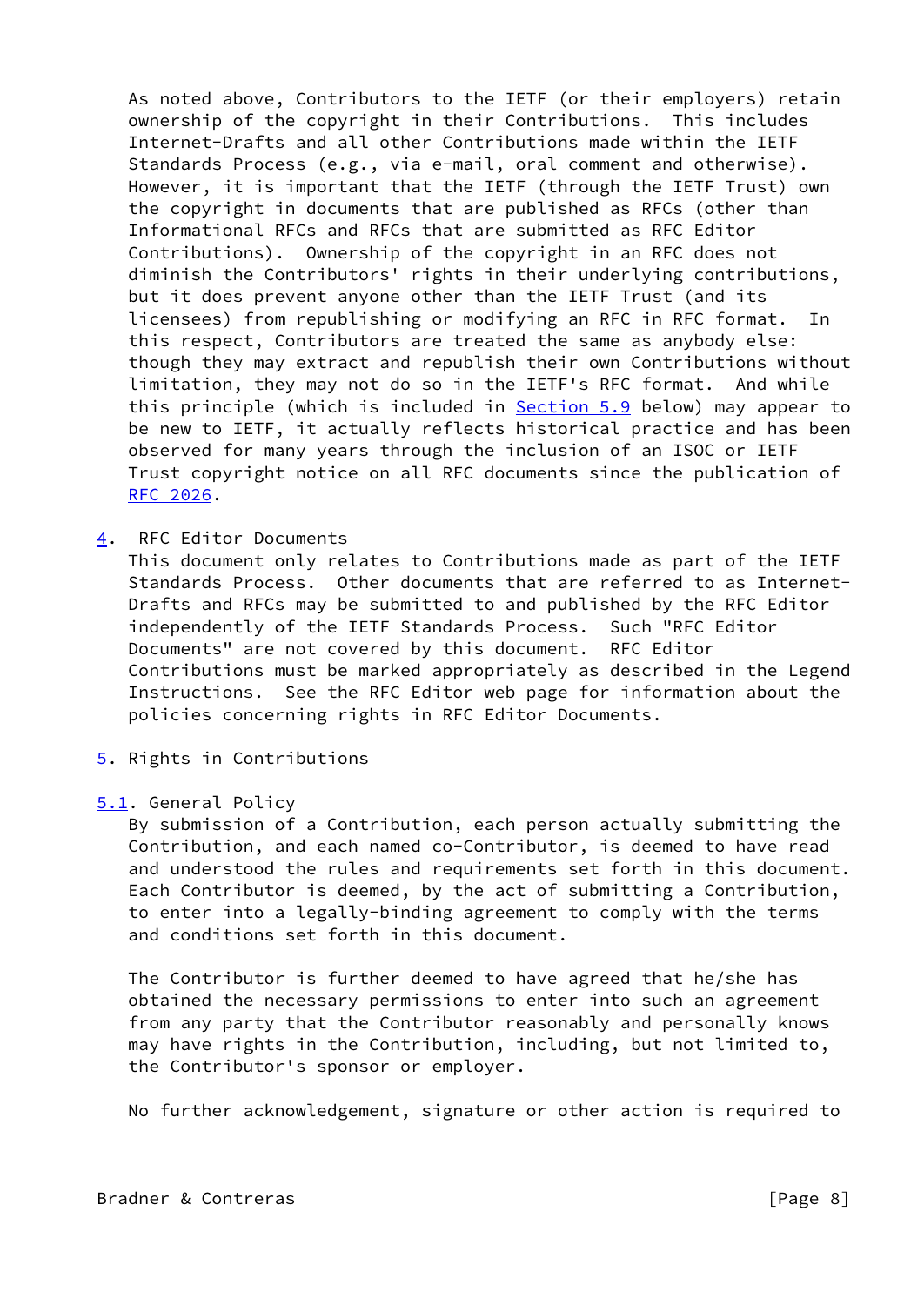As noted above, Contributors to the IETF (or their employers) retain ownership of the copyright in their Contributions. This includes Internet-Drafts and all other Contributions made within the IETF Standards Process (e.g., via e-mail, oral comment and otherwise). However, it is important that the IETF (through the IETF Trust) own the copyright in documents that are published as RFCs (other than Informational RFCs and RFCs that are submitted as RFC Editor Contributions). Ownership of the copyright in an RFC does not diminish the Contributors' rights in their underlying contributions, but it does prevent anyone other than the IETF Trust (and its licensees) from republishing or modifying an RFC in RFC format. In this respect, Contributors are treated the same as anybody else: though they may extract and republish their own Contributions without limitation, they may not do so in the IETF's RFC format. And while this principle (which is included in Section 5.9 below) may appear to be new to IETF, it actually reflects historical practice and has been observed for many years through the inclusion of an ISOC or IETF Trust copyright notice on all RFC documents since the publication of RFC 2026.

## 4. RFC Editor Documents

This document only relates to Contributions made as part of the IETF Standards Process. Other documents that are referred to as Internet-Drafts and RFCs may be submitted to and published by the RFC Editor independently of the IETF Standards Process. Such "RFC Editor Documents" are not covered by this document. RFC Editor Contributions must be marked appropriately as described in the Legend Instructions. See the RFC Editor web page for information about the policies concerning rights in RFC Editor Documents.

## 5. Rights in Contributions

### 5.1. General Policy

By submission of a Contribution, each person actually submitting the Contribution, and each named co-Contributor, is deemed to have read and understood the rules and requirements set forth in this document. Each Contributor is deemed, by the act of submitting a Contribution, to enter into a legally-binding agreement to comply with the terms and conditions set forth in this document.

The Contributor is further deemed to have agreed that he/she has obtained the necessary permissions to enter into such an agreement from any party that the Contributor reasonably and personally knows may have rights in the Contribution, including, but not limited to, the Contributor's sponsor or employer.

No further acknowledgement, signature or other action is required to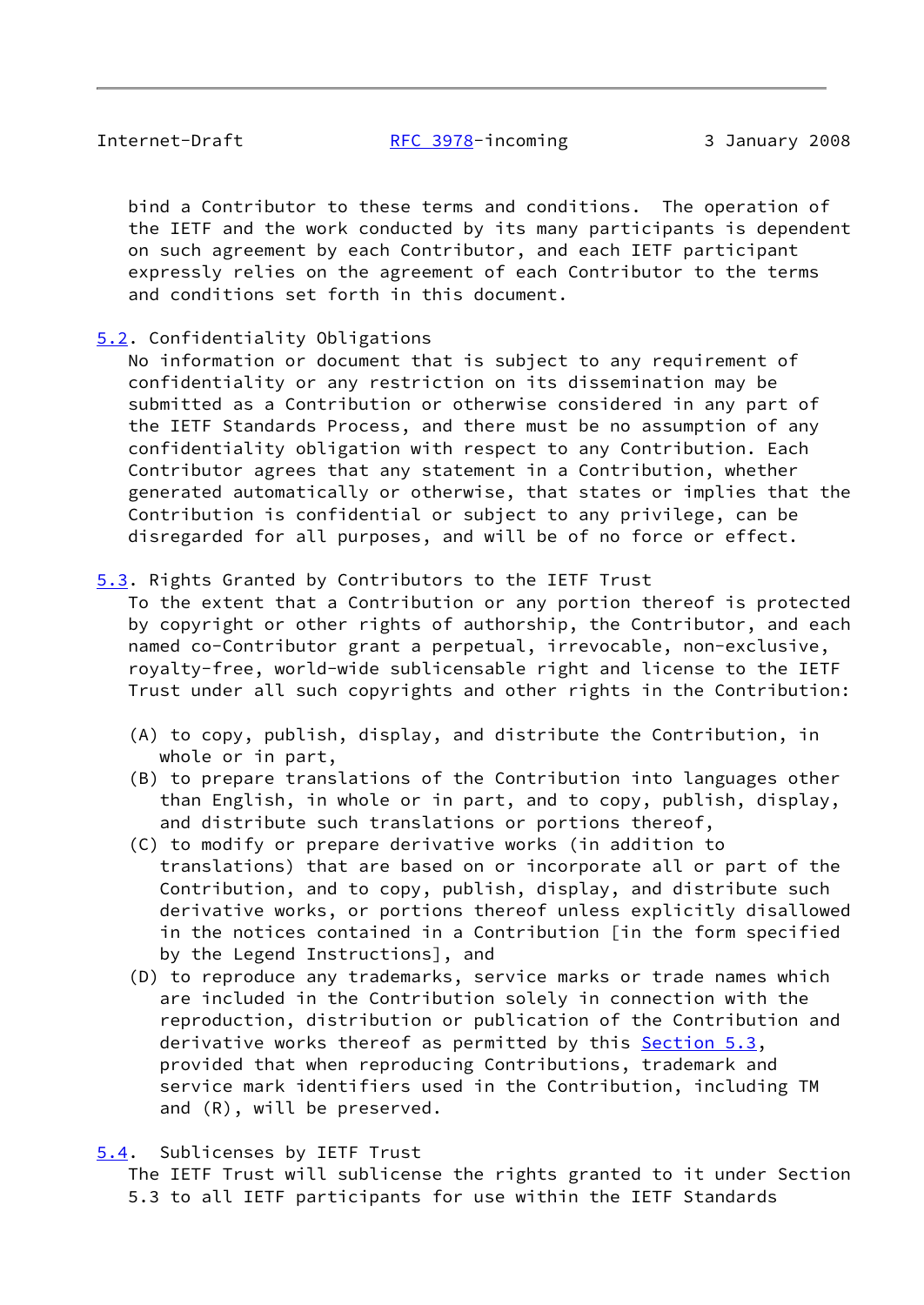bind a Contributor to these terms and conditions. The operation of the IETF and the work conducted by its many participants is dependent on such agreement by each Contributor, and each IETF participant expressly relies on the agreement of each Contributor to the terms and conditions set forth in this document.

### 5.2. Confidentiality Obligations

No information or document that is subject to any requirement of confidentiality or any restriction on its dissemination may be submitted as a Contribution or otherwise considered in any part of the IETF Standards Process, and there must be no assumption of any confidentiality obligation with respect to any Contribution. Each Contributor agrees that any statement in a Contribution, whether generated automatically or otherwise, that states or implies that the Contribution is confidential or subject to any privilege, can be disregarded for all purposes, and will be of no force or effect.

### 5.3. Rights Granted by Contributors to the IETF Trust

To the extent that a Contribution or any portion thereof is protected by copyright or other rights of authorship, the Contributor, and each named co-Contributor grant a perpetual, irrevocable, non-exclusive, royalty-free, world-wide sublicensable right and license to the IETF Trust under all such copyrights and other rights in the Contribution:

(A) to copy, publish, display, and distribute the Contribution, in whole or in part,

(B) to prepare translations of the Contribution into languages other than English, in whole or in part, and to copy, publish, display, and distribute such translations or portions thereof,

(C) to modify or prepare derivative works (in addition to translations) that are based on or incorporate all or part of the Contribution, and to copy, publish, display, and distribute such derivative works, or portions thereof unless explicitly disallowed in the notices contained in a Contribution [in the form specified by the Legend Instructions], and

(D) to reproduce any trademarks, service marks or trade names which are included in the Contribution solely in connection with the reproduction, distribution or publication of the Contribution and derivative works thereof as permitted by this Section 5.3, provided that when reproducing Contributions, trademark and service mark identifiers used in the Contribution, including TM and (R), will be preserved.

### 5.4. Sublicenses by IETF Trust

The IETF Trust will sublicense the rights granted to it under Section 5.3 to all IETF participants for use within the IETF Standards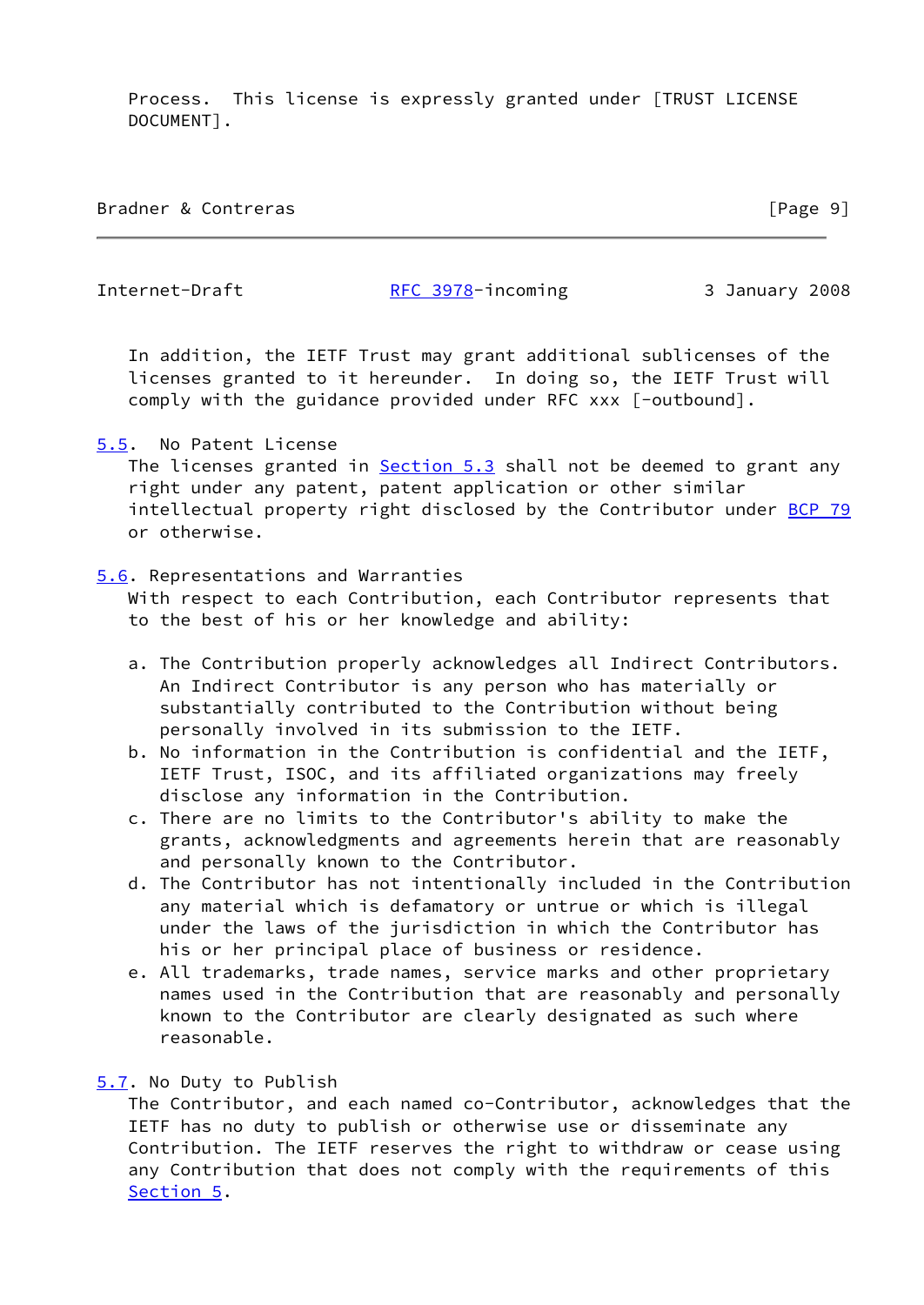Process. This license is expressly granted under [TRUST LICENSE DOCUMENT].

In addition, the IETF Trust may grant additional sublicenses of the licenses granted to it hereunder. In doing so, the IETF Trust will comply with the guidance provided under RFC xxx [-outbound].

### 5.5. No Patent License

The licenses granted in Section 5.3 shall not be deemed to grant any right under any patent, patent application or other similar intellectual property right disclosed by the Contributor under BCP 79 or otherwise.

### 5.6. Representations and Warranties

With respect to each Contribution, each Contributor represents that to the best of his or her knowledge and ability:

a. The Contribution properly acknowledges all Indirect Contributors. An Indirect Contributor is any person who has materially or substantially contributed to the Contribution without being personally involved in its submission to the IETF.
b. No information in the Contribution is confidential and the IETF, IETF Trust, ISOC, and its affiliated organizations may freely disclose any information in the Contribution.
c. There are no limits to the Contributor's ability to make the grants, acknowledgments and agreements herein that are reasonably and personally known to the Contributor.
d. The Contributor has not intentionally included in the Contribution any material which is defamatory or untrue or which is illegal under the laws of the jurisdiction in which the Contributor has his or her principal place of business or residence.
e. All trademarks, trade names, service marks and other proprietary names used in the Contribution that are reasonably and personally known to the Contributor are clearly designated as such where reasonable.

### 5.7. No Duty to Publish

The Contributor, and each named co-Contributor, acknowledges that the IETF has no duty to publish or otherwise use or disseminate any Contribution. The IETF reserves the right to withdraw or cease using any Contribution that does not comply with the requirements of this Section 5.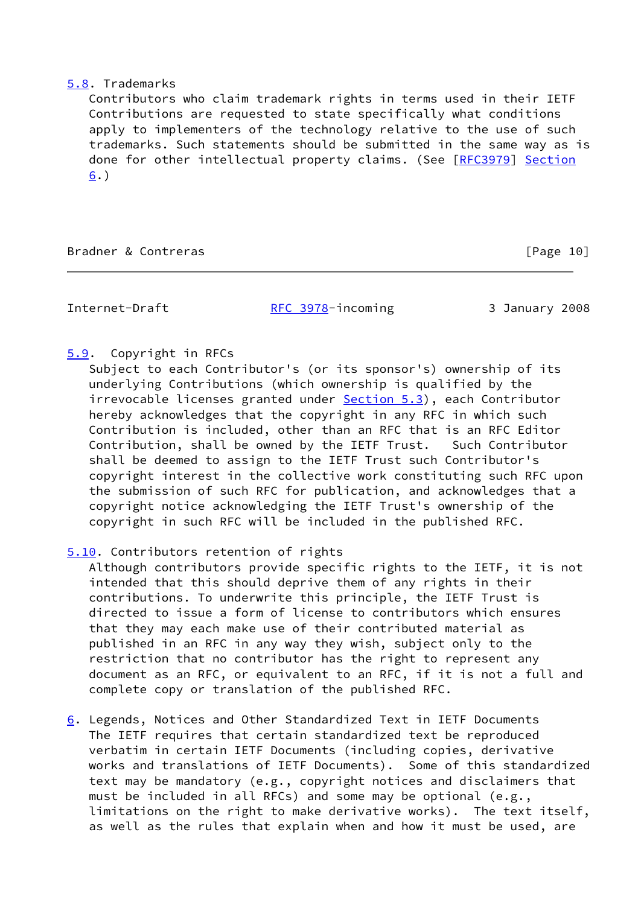### 5.8. Trademarks

Contributors who claim trademark rights in terms used in their IETF Contributions are requested to state specifically what conditions apply to implementers of the technology relative to the use of such trademarks. Such statements should be submitted in the same way as is done for other intellectual property claims. (See [RFC3979] Section 6.)

### 5.9. Copyright in RFCs

Subject to each Contributor's (or its sponsor's) ownership of its underlying Contributions (which ownership is qualified by the irrevocable licenses granted under Section 5.3), each Contributor hereby acknowledges that the copyright in any RFC in which such Contribution is included, other than an RFC that is an RFC Editor Contribution, shall be owned by the IETF Trust. Such Contributor shall be deemed to assign to the IETF Trust such Contributor's copyright interest in the collective work constituting such RFC upon the submission of such RFC for publication, and acknowledges that a copyright notice acknowledging the IETF Trust's ownership of the copyright in such RFC will be included in the published RFC.

### 5.10. Contributors retention of rights

Although contributors provide specific rights to the IETF, it is not intended that this should deprive them of any rights in their contributions. To underwrite this principle, the IETF Trust is directed to issue a form of license to contributors which ensures that they may each make use of their contributed material as published in an RFC in any way they wish, subject only to the restriction that no contributor has the right to represent any document as an RFC, or equivalent to an RFC, if it is not a full and complete copy or translation of the published RFC.

## 6. Legends, Notices and Other Standardized Text in IETF Documents

The IETF requires that certain standardized text be reproduced verbatim in certain IETF Documents (including copies, derivative works and translations of IETF Documents). Some of this standardized text may be mandatory (e.g., copyright notices and disclaimers that must be included in all RFCs) and some may be optional (e.g., limitations on the right to make derivative works). The text itself, as well as the rules that explain when and how it must be used, are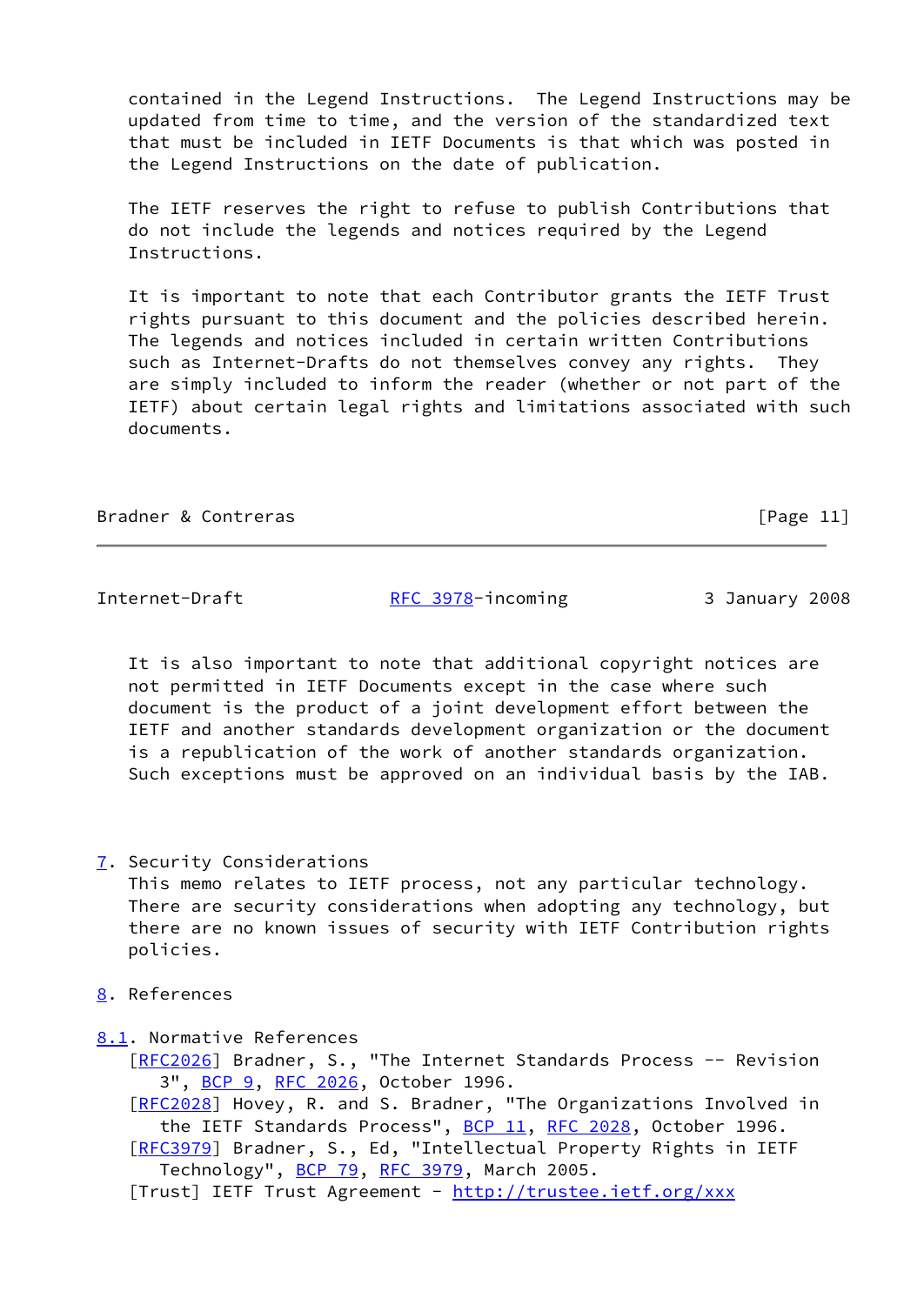contained in the Legend Instructions. The Legend Instructions may be updated from time to time, and the version of the standardized text that must be included in IETF Documents is that which was posted in the Legend Instructions on the date of publication.

The IETF reserves the right to refuse to publish Contributions that do not include the legends and notices required by the Legend Instructions.

It is important to note that each Contributor grants the IETF Trust rights pursuant to this document and the policies described herein. The legends and notices included in certain written Contributions such as Internet-Drafts do not themselves convey any rights. They are simply included to inform the reader (whether or not part of the IETF) about certain legal rights and limitations associated with such documents.

It is also important to note that additional copyright notices are not permitted in IETF Documents except in the case where such document is the product of a joint development effort between the IETF and another standards development organization or the document is a republication of the work of another standards organization. Such exceptions must be approved on an individual basis by the IAB.

## 7. Security Considerations

This memo relates to IETF process, not any particular technology. There are security considerations when adopting any technology, but there are no known issues of security with IETF Contribution rights policies.

## 8. References

### 8.1. Normative References

[RFC2026] Bradner, S., "The Internet Standards Process -- Revision 3", BCP 9, RFC 2026, October 1996.

[RFC2028] Hovey, R. and S. Bradner, "The Organizations Involved in the IETF Standards Process", BCP 11, RFC 2028, October 1996.

[RFC3979] Bradner, S., Ed, "Intellectual Property Rights in IETF Technology", BCP 79, RFC 3979, March 2005.

[Trust] IETF Trust Agreement - http://trustee.ietf.org/xxx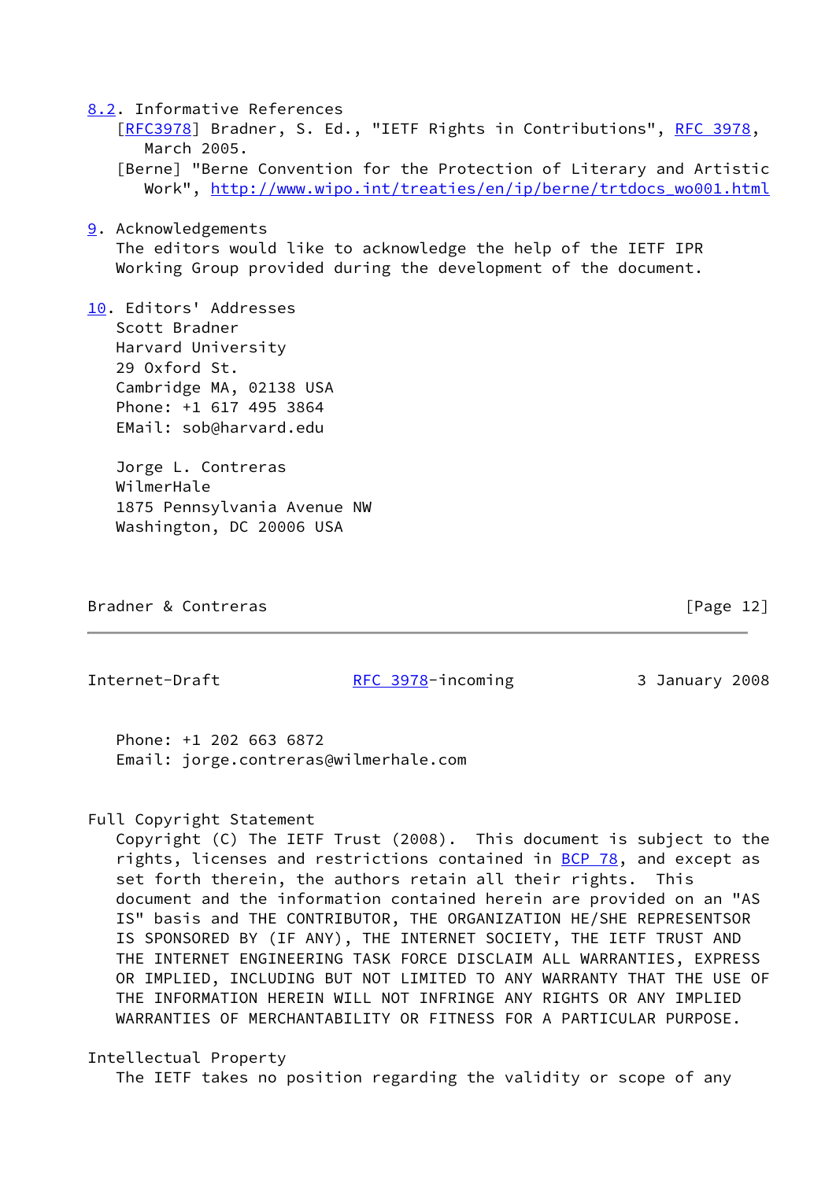### 8.2. Informative References

[RFC3978] Bradner, S. Ed., "IETF Rights in Contributions", RFC 3978, March 2005.

[Berne] "Berne Convention for the Protection of Literary and Artistic Work", http://www.wipo.int/treaties/en/ip/berne/trtdocs_wo001.html

## 9. Acknowledgements

The editors would like to acknowledge the help of the IETF IPR Working Group provided during the development of the document.

## 10. Editors' Addresses

Scott Bradner
Harvard University
29 Oxford St.
Cambridge MA, 02138 USA
Phone: +1 617 495 3864
EMail: sob@harvard.edu

Jorge L. Contreras
WilmerHale
1875 Pennsylvania Avenue NW
Washington, DC 20006 USA
Phone: +1 202 663 6872
Email: jorge.contreras@wilmerhale.com

## Full Copyright Statement

Copyright (C) The IETF Trust (2008). This document is subject to the rights, licenses and restrictions contained in BCP 78, and except as set forth therein, the authors retain all their rights. This document and the information contained herein are provided on an "AS IS" basis and THE CONTRIBUTOR, THE ORGANIZATION HE/SHE REPRESENTSOR IS SPONSORED BY (IF ANY), THE INTERNET SOCIETY, THE IETF TRUST AND THE INTERNET ENGINEERING TASK FORCE DISCLAIM ALL WARRANTIES, EXPRESS OR IMPLIED, INCLUDING BUT NOT LIMITED TO ANY WARRANTY THAT THE USE OF THE INFORMATION HEREIN WILL NOT INFRINGE ANY RIGHTS OR ANY IMPLIED WARRANTIES OF MERCHANTABILITY OR FITNESS FOR A PARTICULAR PURPOSE.

## Intellectual Property

The IETF takes no position regarding the validity or scope of any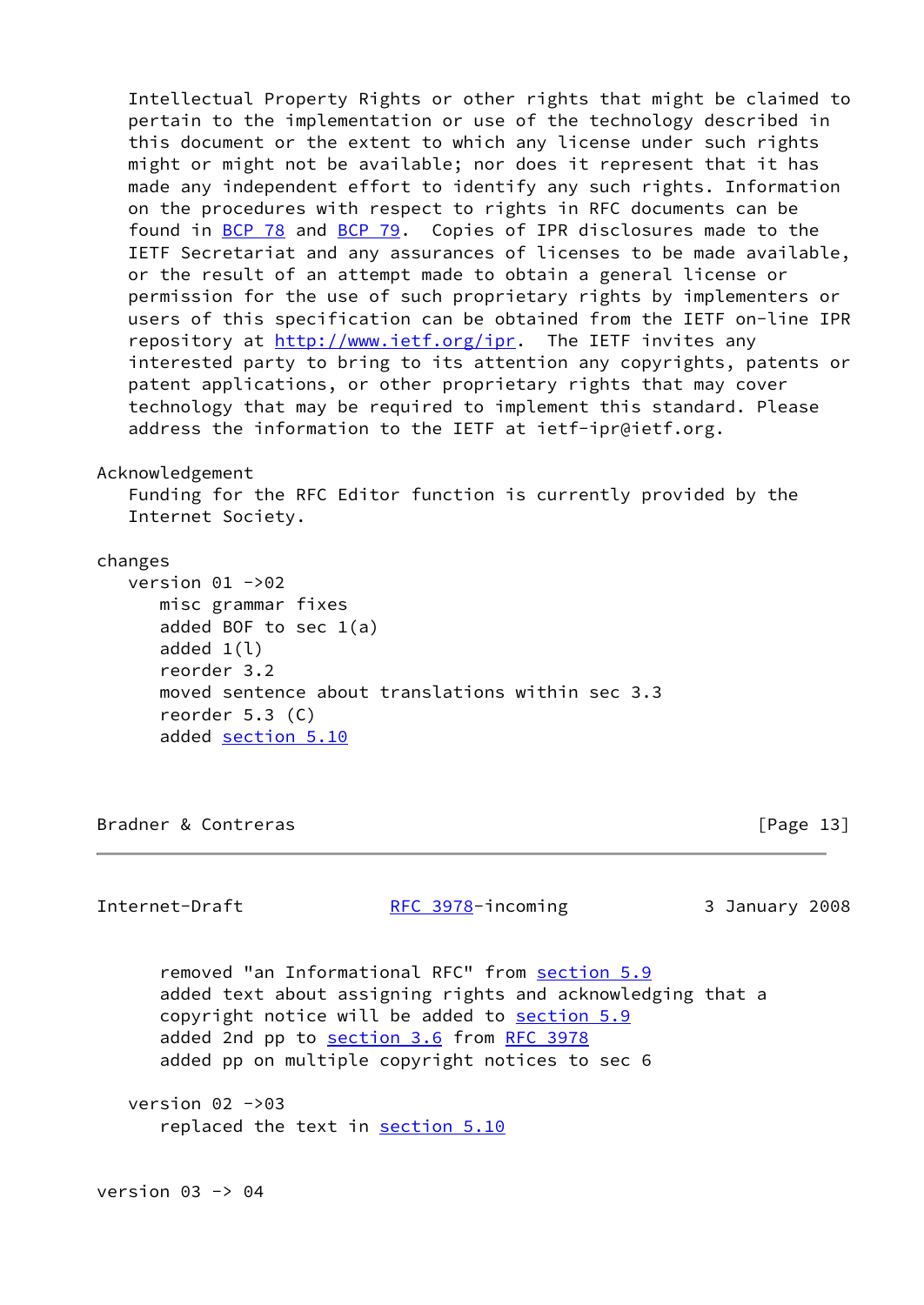Intellectual Property Rights or other rights that might be claimed to pertain to the implementation or use of the technology described in this document or the extent to which any license under such rights might or might not be available; nor does it represent that it has made any independent effort to identify any such rights. Information on the procedures with respect to rights in RFC documents can be found in BCP 78 and BCP 79. Copies of IPR disclosures made to the IETF Secretariat and any assurances of licenses to be made available, or the result of an attempt made to obtain a general license or permission for the use of such proprietary rights by implementers or users of this specification can be obtained from the IETF on-line IPR repository at http://www.ietf.org/ipr. The IETF invites any interested party to bring to its attention any copyrights, patents or patent applications, or other proprietary rights that may cover technology that may be required to implement this standard. Please address the information to the IETF at ietf-ipr@ietf.org.

Acknowledgement

Funding for the RFC Editor function is currently provided by the Internet Society.

changes

version 01 ->02

- misc grammar fixes
- added BOF to sec 1(a)
- added 1(l)
- reorder 3.2
- moved sentence about translations within sec 3.3
- reorder 5.3 (C)
- added section 5.10
- removed "an Informational RFC" from section 5.9
- added text about assigning rights and acknowledging that a copyright notice will be added to section 5.9
- added 2nd pp to section 3.6 from RFC 3978
- added pp on multiple copyright notices to sec 6

version 02 ->03

- replaced the text in section 5.10

version 03 -> 04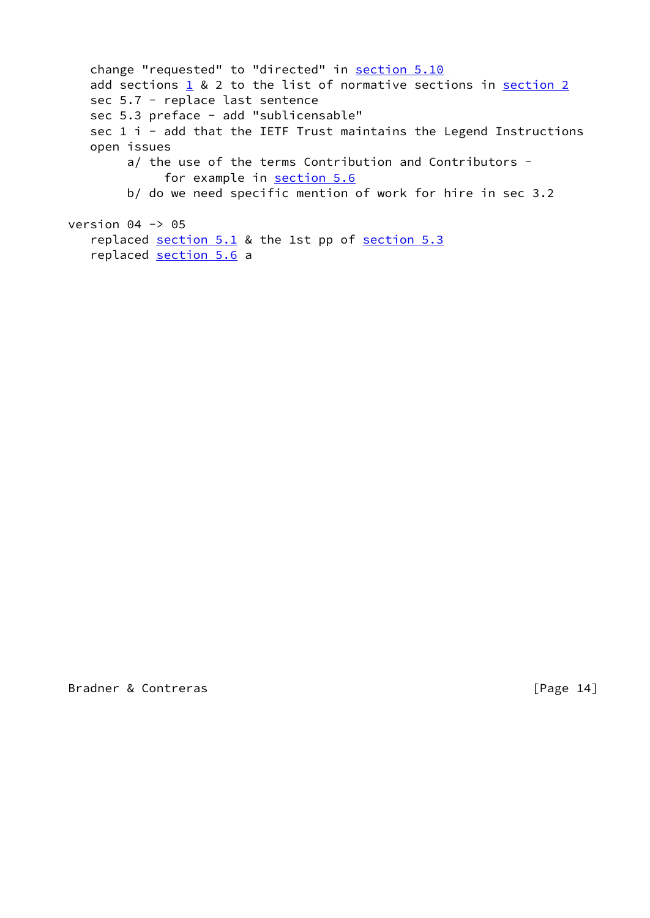change "requested" to "directed" in section 5.10
add sections 1 & 2 to the list of normative sections in section 2
sec 5.7 - replace last sentence
sec 5.3 preface - add "sublicensable"
sec 1 i - add that the IETF Trust maintains the Legend Instructions
open issues
  a/ the use of the terms Contribution and Contributors - for example in section 5.6
  b/ do we need specific mention of work for hire in sec 3.2

version 04 -> 05
replaced section 5.1 & the 1st pp of section 5.3
replaced section 5.6 a